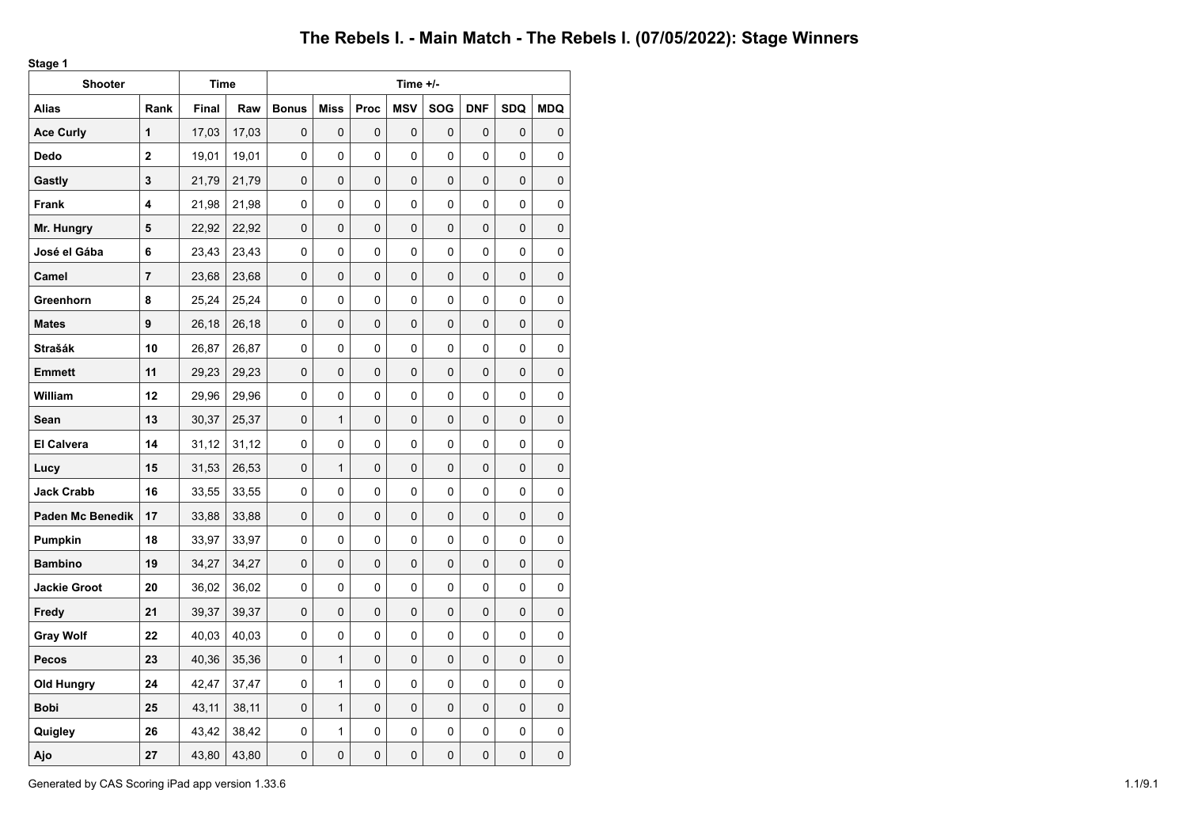# The Rebels I. - Main Match - The Rebels I. (07/05/2022): Stage Winners

**Stage 1**

| Shooter | | Time | | Time +/- | | | | | | | |
|---|---|---|---|---|---|---|---|---|---|---|---|
| **Alias** | **Rank** | **Final** | **Raw** | **Bonus** | **Miss** | **Proc** | **MSV** | **SOG** | **DNF** | **SDQ** | **MDQ** |
| **Ace Curly** | **1** | 17,03 | 17,03 | 0 | 0 | 0 | 0 | 0 | 0 | 0 | 0 |
| **Dedo** | **2** | 19,01 | 19,01 | 0 | 0 | 0 | 0 | 0 | 0 | 0 | 0 |
| **Gastly** | **3** | 21,79 | 21,79 | 0 | 0 | 0 | 0 | 0 | 0 | 0 | 0 |
| **Frank** | **4** | 21,98 | 21,98 | 0 | 0 | 0 | 0 | 0 | 0 | 0 | 0 |
| **Mr. Hungry** | **5** | 22,92 | 22,92 | 0 | 0 | 0 | 0 | 0 | 0 | 0 | 0 |
| **José el Gába** | **6** | 23,43 | 23,43 | 0 | 0 | 0 | 0 | 0 | 0 | 0 | 0 |
| **Camel** | **7** | 23,68 | 23,68 | 0 | 0 | 0 | 0 | 0 | 0 | 0 | 0 |
| **Greenhorn** | **8** | 25,24 | 25,24 | 0 | 0 | 0 | 0 | 0 | 0 | 0 | 0 |
| **Mates** | **9** | 26,18 | 26,18 | 0 | 0 | 0 | 0 | 0 | 0 | 0 | 0 |
| **Strašák** | **10** | 26,87 | 26,87 | 0 | 0 | 0 | 0 | 0 | 0 | 0 | 0 |
| **Emmett** | **11** | 29,23 | 29,23 | 0 | 0 | 0 | 0 | 0 | 0 | 0 | 0 |
| **William** | **12** | 29,96 | 29,96 | 0 | 0 | 0 | 0 | 0 | 0 | 0 | 0 |
| **Sean** | **13** | 30,37 | 25,37 | 0 | 1 | 0 | 0 | 0 | 0 | 0 | 0 |
| **El Calvera** | **14** | 31,12 | 31,12 | 0 | 0 | 0 | 0 | 0 | 0 | 0 | 0 |
| **Lucy** | **15** | 31,53 | 26,53 | 0 | 1 | 0 | 0 | 0 | 0 | 0 | 0 |
| **Jack Crabb** | **16** | 33,55 | 33,55 | 0 | 0 | 0 | 0 | 0 | 0 | 0 | 0 |
| **Paden Mc Benedik** | **17** | 33,88 | 33,88 | 0 | 0 | 0 | 0 | 0 | 0 | 0 | 0 |
| **Pumpkin** | **18** | 33,97 | 33,97 | 0 | 0 | 0 | 0 | 0 | 0 | 0 | 0 |
| **Bambino** | **19** | 34,27 | 34,27 | 0 | 0 | 0 | 0 | 0 | 0 | 0 | 0 |
| **Jackie Groot** | **20** | 36,02 | 36,02 | 0 | 0 | 0 | 0 | 0 | 0 | 0 | 0 |
| **Fredy** | **21** | 39,37 | 39,37 | 0 | 0 | 0 | 0 | 0 | 0 | 0 | 0 |
| **Gray Wolf** | **22** | 40,03 | 40,03 | 0 | 0 | 0 | 0 | 0 | 0 | 0 | 0 |
| **Pecos** | **23** | 40,36 | 35,36 | 0 | 1 | 0 | 0 | 0 | 0 | 0 | 0 |
| **Old Hungry** | **24** | 42,47 | 37,47 | 0 | 1 | 0 | 0 | 0 | 0 | 0 | 0 |
| **Bobi** | **25** | 43,11 | 38,11 | 0 | 1 | 0 | 0 | 0 | 0 | 0 | 0 |
| **Quigley** | **26** | 43,42 | 38,42 | 0 | 1 | 0 | 0 | 0 | 0 | 0 | 0 |
| **Ajo** | **27** | 43,80 | 43,80 | 0 | 0 | 0 | 0 | 0 | 0 | 0 | 0 |

Generated by CAS Scoring iPad app version 1.33.6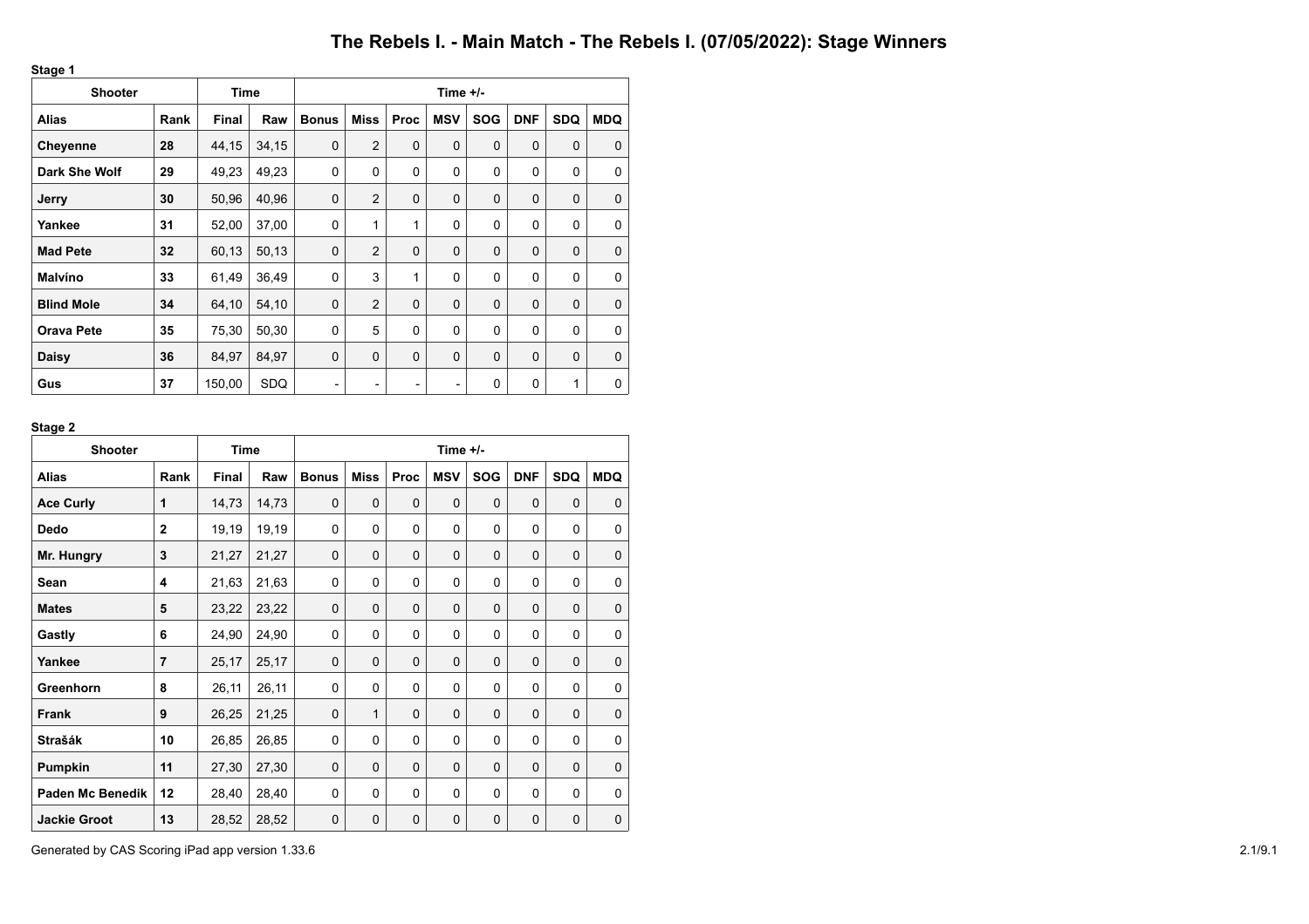# The Rebels I. - Main Match - The Rebels I. (07/05/2022): Stage Winners

**Stage 1**

| Shooter | | Time | | Time +/- | | | | | | | |
|---|---|---|---|---|---|---|---|---|---|---|---|
| **Alias** | **Rank** | **Final** | **Raw** | **Bonus** | **Miss** | **Proc** | **MSV** | **SOG** | **DNF** | **SDQ** | **MDQ** |
| **Cheyenne** | **28** | 44,15 | 34,15 | 0 | 2 | 0 | 0 | 0 | 0 | 0 | 0 |
| **Dark She Wolf** | **29** | 49,23 | 49,23 | 0 | 0 | 0 | 0 | 0 | 0 | 0 | 0 |
| **Jerry** | **30** | 50,96 | 40,96 | 0 | 2 | 0 | 0 | 0 | 0 | 0 | 0 |
| **Yankee** | **31** | 52,00 | 37,00 | 0 | 1 | 1 | 0 | 0 | 0 | 0 | 0 |
| **Mad Pete** | **32** | 60,13 | 50,13 | 0 | 2 | 0 | 0 | 0 | 0 | 0 | 0 |
| **Malvíno** | **33** | 61,49 | 36,49 | 0 | 3 | 1 | 0 | 0 | 0 | 0 | 0 |
| **Blind Mole** | **34** | 64,10 | 54,10 | 0 | 2 | 0 | 0 | 0 | 0 | 0 | 0 |
| **Orava Pete** | **35** | 75,30 | 50,30 | 0 | 5 | 0 | 0 | 0 | 0 | 0 | 0 |
| **Daisy** | **36** | 84,97 | 84,97 | 0 | 0 | 0 | 0 | 0 | 0 | 0 | 0 |
| **Gus** | **37** | 150,00 | SDQ | - | - | - | - | 0 | 0 | 1 | 0 |

**Stage 2**

| Shooter | | Time | | Time +/- | | | | | | | |
|---|---|---|---|---|---|---|---|---|---|---|---|
| **Alias** | **Rank** | **Final** | **Raw** | **Bonus** | **Miss** | **Proc** | **MSV** | **SOG** | **DNF** | **SDQ** | **MDQ** |
| **Ace Curly** | **1** | 14,73 | 14,73 | 0 | 0 | 0 | 0 | 0 | 0 | 0 | 0 |
| **Dedo** | **2** | 19,19 | 19,19 | 0 | 0 | 0 | 0 | 0 | 0 | 0 | 0 |
| **Mr. Hungry** | **3** | 21,27 | 21,27 | 0 | 0 | 0 | 0 | 0 | 0 | 0 | 0 |
| **Sean** | **4** | 21,63 | 21,63 | 0 | 0 | 0 | 0 | 0 | 0 | 0 | 0 |
| **Mates** | **5** | 23,22 | 23,22 | 0 | 0 | 0 | 0 | 0 | 0 | 0 | 0 |
| **Gastly** | **6** | 24,90 | 24,90 | 0 | 0 | 0 | 0 | 0 | 0 | 0 | 0 |
| **Yankee** | **7** | 25,17 | 25,17 | 0 | 0 | 0 | 0 | 0 | 0 | 0 | 0 |
| **Greenhorn** | **8** | 26,11 | 26,11 | 0 | 0 | 0 | 0 | 0 | 0 | 0 | 0 |
| **Frank** | **9** | 26,25 | 21,25 | 0 | 1 | 0 | 0 | 0 | 0 | 0 | 0 |
| **Strašák** | **10** | 26,85 | 26,85 | 0 | 0 | 0 | 0 | 0 | 0 | 0 | 0 |
| **Pumpkin** | **11** | 27,30 | 27,30 | 0 | 0 | 0 | 0 | 0 | 0 | 0 | 0 |
| **Paden Mc Benedik** | **12** | 28,40 | 28,40 | 0 | 0 | 0 | 0 | 0 | 0 | 0 | 0 |
| **Jackie Groot** | **13** | 28,52 | 28,52 | 0 | 0 | 0 | 0 | 0 | 0 | 0 | 0 |

Generated by CAS Scoring iPad app version 1.33.6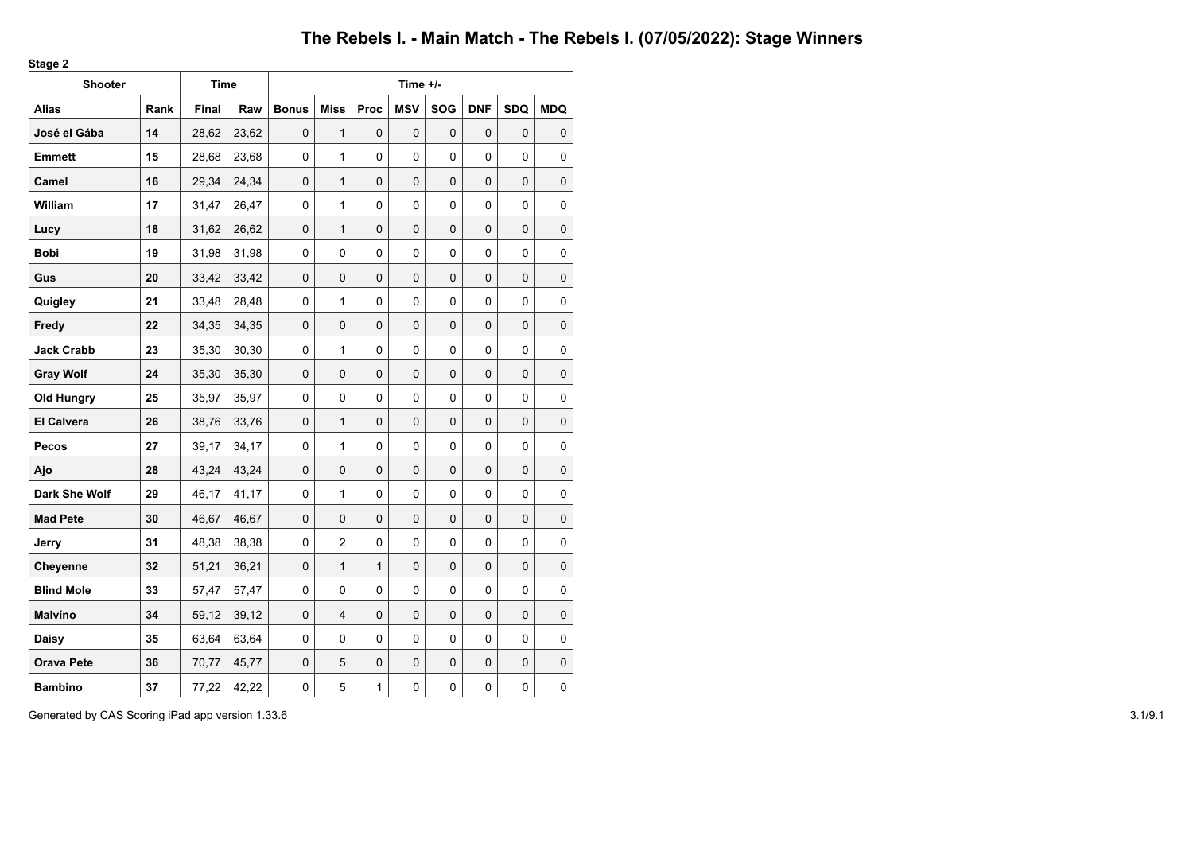# The Rebels I. - Main Match - The Rebels I. (07/05/2022): Stage Winners

**Stage 2**

| Shooter | | Time | | Time +/- | | | | | | | |
|---|---|---|---|---|---|---|---|---|---|---|---|
| **Alias** | **Rank** | **Final** | **Raw** | **Bonus** | **Miss** | **Proc** | **MSV** | **SOG** | **DNF** | **SDQ** | **MDQ** |
| **José el Gába** | **14** | 28,62 | 23,62 | 0 | 1 | 0 | 0 | 0 | 0 | 0 | 0 |
| **Emmett** | **15** | 28,68 | 23,68 | 0 | 1 | 0 | 0 | 0 | 0 | 0 | 0 |
| **Camel** | **16** | 29,34 | 24,34 | 0 | 1 | 0 | 0 | 0 | 0 | 0 | 0 |
| **William** | **17** | 31,47 | 26,47 | 0 | 1 | 0 | 0 | 0 | 0 | 0 | 0 |
| **Lucy** | **18** | 31,62 | 26,62 | 0 | 1 | 0 | 0 | 0 | 0 | 0 | 0 |
| **Bobi** | **19** | 31,98 | 31,98 | 0 | 0 | 0 | 0 | 0 | 0 | 0 | 0 |
| **Gus** | **20** | 33,42 | 33,42 | 0 | 0 | 0 | 0 | 0 | 0 | 0 | 0 |
| **Quigley** | **21** | 33,48 | 28,48 | 0 | 1 | 0 | 0 | 0 | 0 | 0 | 0 |
| **Fredy** | **22** | 34,35 | 34,35 | 0 | 0 | 0 | 0 | 0 | 0 | 0 | 0 |
| **Jack Crabb** | **23** | 35,30 | 30,30 | 0 | 1 | 0 | 0 | 0 | 0 | 0 | 0 |
| **Gray Wolf** | **24** | 35,30 | 35,30 | 0 | 0 | 0 | 0 | 0 | 0 | 0 | 0 |
| **Old Hungry** | **25** | 35,97 | 35,97 | 0 | 0 | 0 | 0 | 0 | 0 | 0 | 0 |
| **El Calvera** | **26** | 38,76 | 33,76 | 0 | 1 | 0 | 0 | 0 | 0 | 0 | 0 |
| **Pecos** | **27** | 39,17 | 34,17 | 0 | 1 | 0 | 0 | 0 | 0 | 0 | 0 |
| **Ajo** | **28** | 43,24 | 43,24 | 0 | 0 | 0 | 0 | 0 | 0 | 0 | 0 |
| **Dark She Wolf** | **29** | 46,17 | 41,17 | 0 | 1 | 0 | 0 | 0 | 0 | 0 | 0 |
| **Mad Pete** | **30** | 46,67 | 46,67 | 0 | 0 | 0 | 0 | 0 | 0 | 0 | 0 |
| **Jerry** | **31** | 48,38 | 38,38 | 0 | 2 | 0 | 0 | 0 | 0 | 0 | 0 |
| **Cheyenne** | **32** | 51,21 | 36,21 | 0 | 1 | 1 | 0 | 0 | 0 | 0 | 0 |
| **Blind Mole** | **33** | 57,47 | 57,47 | 0 | 0 | 0 | 0 | 0 | 0 | 0 | 0 |
| **Malvíno** | **34** | 59,12 | 39,12 | 0 | 4 | 0 | 0 | 0 | 0 | 0 | 0 |
| **Daisy** | **35** | 63,64 | 63,64 | 0 | 0 | 0 | 0 | 0 | 0 | 0 | 0 |
| **Orava Pete** | **36** | 70,77 | 45,77 | 0 | 5 | 0 | 0 | 0 | 0 | 0 | 0 |
| **Bambino** | **37** | 77,22 | 42,22 | 0 | 5 | 1 | 0 | 0 | 0 | 0 | 0 |

Generated by CAS Scoring iPad app version 1.33.6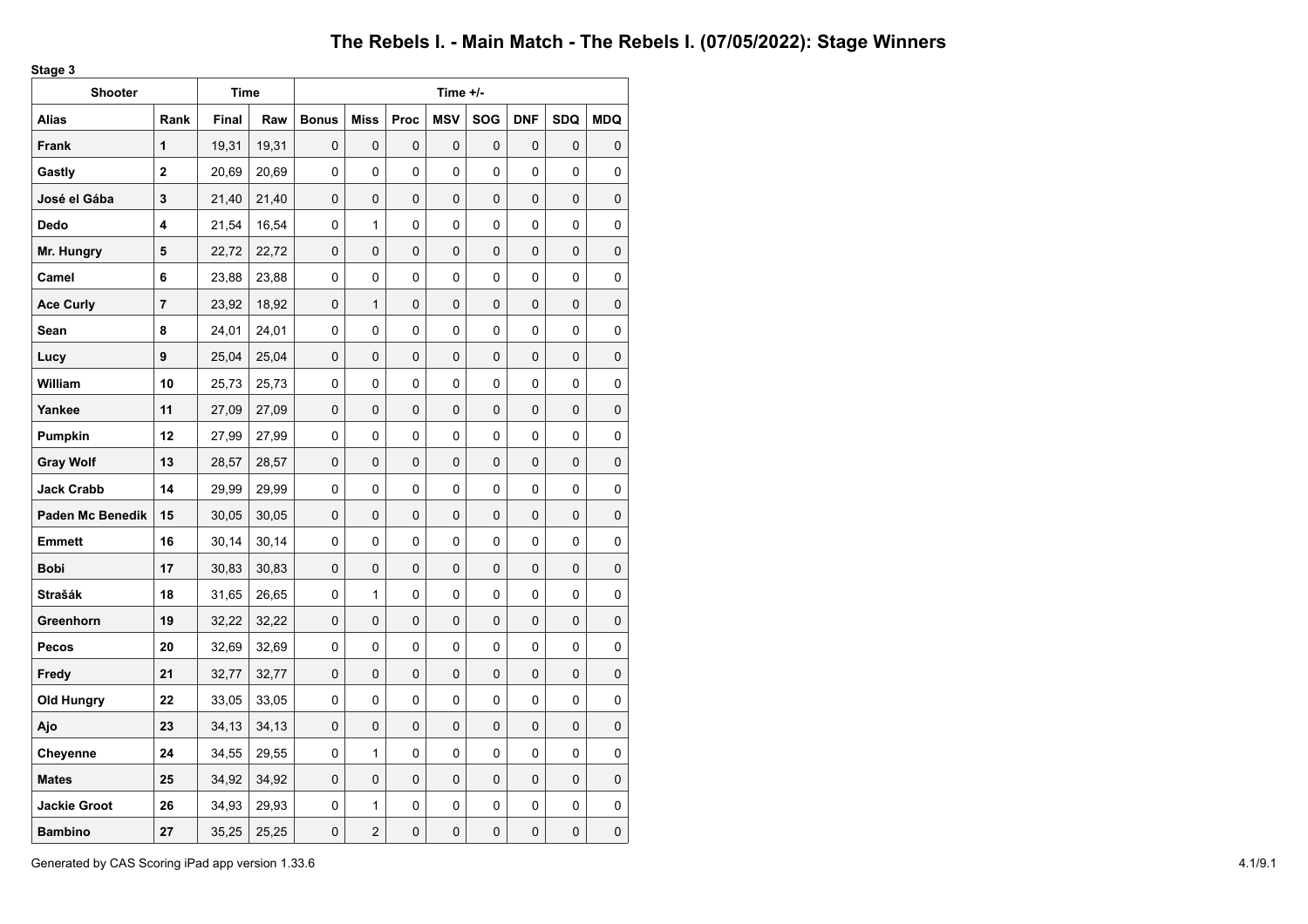# The Rebels I. - Main Match - The Rebels I. (07/05/2022): Stage Winners

**Stage 3**

| Shooter | | Time | | Time +/- | | | | | | | |
|---|---|---|---|---|---|---|---|---|---|---|---|
| **Alias** | **Rank** | **Final** | **Raw** | **Bonus** | **Miss** | **Proc** | **MSV** | **SOG** | **DNF** | **SDQ** | **MDQ** |
| **Frank** | **1** | 19,31 | 19,31 | 0 | 0 | 0 | 0 | 0 | 0 | 0 | 0 |
| **Gastly** | **2** | 20,69 | 20,69 | 0 | 0 | 0 | 0 | 0 | 0 | 0 | 0 |
| **José el Gába** | **3** | 21,40 | 21,40 | 0 | 0 | 0 | 0 | 0 | 0 | 0 | 0 |
| **Dedo** | **4** | 21,54 | 16,54 | 0 | 1 | 0 | 0 | 0 | 0 | 0 | 0 |
| **Mr. Hungry** | **5** | 22,72 | 22,72 | 0 | 0 | 0 | 0 | 0 | 0 | 0 | 0 |
| **Camel** | **6** | 23,88 | 23,88 | 0 | 0 | 0 | 0 | 0 | 0 | 0 | 0 |
| **Ace Curly** | **7** | 23,92 | 18,92 | 0 | 1 | 0 | 0 | 0 | 0 | 0 | 0 |
| **Sean** | **8** | 24,01 | 24,01 | 0 | 0 | 0 | 0 | 0 | 0 | 0 | 0 |
| **Lucy** | **9** | 25,04 | 25,04 | 0 | 0 | 0 | 0 | 0 | 0 | 0 | 0 |
| **William** | **10** | 25,73 | 25,73 | 0 | 0 | 0 | 0 | 0 | 0 | 0 | 0 |
| **Yankee** | **11** | 27,09 | 27,09 | 0 | 0 | 0 | 0 | 0 | 0 | 0 | 0 |
| **Pumpkin** | **12** | 27,99 | 27,99 | 0 | 0 | 0 | 0 | 0 | 0 | 0 | 0 |
| **Gray Wolf** | **13** | 28,57 | 28,57 | 0 | 0 | 0 | 0 | 0 | 0 | 0 | 0 |
| **Jack Crabb** | **14** | 29,99 | 29,99 | 0 | 0 | 0 | 0 | 0 | 0 | 0 | 0 |
| **Paden Mc Benedik** | **15** | 30,05 | 30,05 | 0 | 0 | 0 | 0 | 0 | 0 | 0 | 0 |
| **Emmett** | **16** | 30,14 | 30,14 | 0 | 0 | 0 | 0 | 0 | 0 | 0 | 0 |
| **Bobi** | **17** | 30,83 | 30,83 | 0 | 0 | 0 | 0 | 0 | 0 | 0 | 0 |
| **Strašák** | **18** | 31,65 | 26,65 | 0 | 1 | 0 | 0 | 0 | 0 | 0 | 0 |
| **Greenhorn** | **19** | 32,22 | 32,22 | 0 | 0 | 0 | 0 | 0 | 0 | 0 | 0 |
| **Pecos** | **20** | 32,69 | 32,69 | 0 | 0 | 0 | 0 | 0 | 0 | 0 | 0 |
| **Fredy** | **21** | 32,77 | 32,77 | 0 | 0 | 0 | 0 | 0 | 0 | 0 | 0 |
| **Old Hungry** | **22** | 33,05 | 33,05 | 0 | 0 | 0 | 0 | 0 | 0 | 0 | 0 |
| **Ajo** | **23** | 34,13 | 34,13 | 0 | 0 | 0 | 0 | 0 | 0 | 0 | 0 |
| **Cheyenne** | **24** | 34,55 | 29,55 | 0 | 1 | 0 | 0 | 0 | 0 | 0 | 0 |
| **Mates** | **25** | 34,92 | 34,92 | 0 | 0 | 0 | 0 | 0 | 0 | 0 | 0 |
| **Jackie Groot** | **26** | 34,93 | 29,93 | 0 | 1 | 0 | 0 | 0 | 0 | 0 | 0 |
| **Bambino** | **27** | 35,25 | 25,25 | 0 | 2 | 0 | 0 | 0 | 0 | 0 | 0 |

Generated by CAS Scoring iPad app version 1.33.6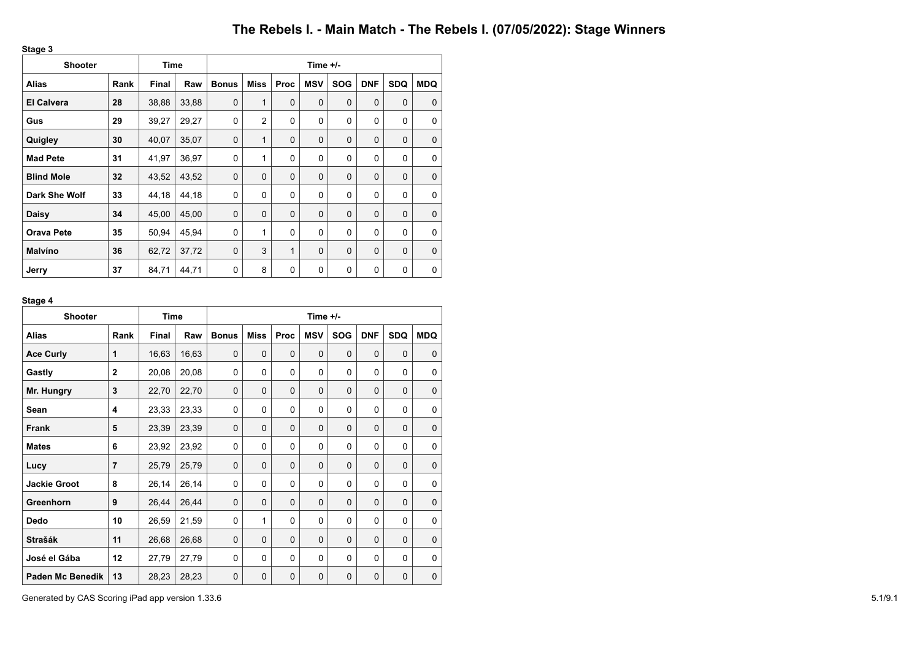# The Rebels I. - Main Match - The Rebels I. (07/05/2022): Stage Winners

**Stage 3**

| Shooter | | Time | | Time +/- | | | | | | | |
|---|---|---|---|---|---|---|---|---|---|---|---|
| **Alias** | **Rank** | **Final** | **Raw** | **Bonus** | **Miss** | **Proc** | **MSV** | **SOG** | **DNF** | **SDQ** | **MDQ** |
| **El Calvera** | **28** | 38,88 | 33,88 | 0 | 1 | 0 | 0 | 0 | 0 | 0 | 0 |
| **Gus** | **29** | 39,27 | 29,27 | 0 | 2 | 0 | 0 | 0 | 0 | 0 | 0 |
| **Quigley** | **30** | 40,07 | 35,07 | 0 | 1 | 0 | 0 | 0 | 0 | 0 | 0 |
| **Mad Pete** | **31** | 41,97 | 36,97 | 0 | 1 | 0 | 0 | 0 | 0 | 0 | 0 |
| **Blind Mole** | **32** | 43,52 | 43,52 | 0 | 0 | 0 | 0 | 0 | 0 | 0 | 0 |
| **Dark She Wolf** | **33** | 44,18 | 44,18 | 0 | 0 | 0 | 0 | 0 | 0 | 0 | 0 |
| **Daisy** | **34** | 45,00 | 45,00 | 0 | 0 | 0 | 0 | 0 | 0 | 0 | 0 |
| **Orava Pete** | **35** | 50,94 | 45,94 | 0 | 1 | 0 | 0 | 0 | 0 | 0 | 0 |
| **Malvíno** | **36** | 62,72 | 37,72 | 0 | 3 | 1 | 0 | 0 | 0 | 0 | 0 |
| **Jerry** | **37** | 84,71 | 44,71 | 0 | 8 | 0 | 0 | 0 | 0 | 0 | 0 |

**Stage 4**

| Shooter | | Time | | Time +/- | | | | | | | |
|---|---|---|---|---|---|---|---|---|---|---|---|
| **Alias** | **Rank** | **Final** | **Raw** | **Bonus** | **Miss** | **Proc** | **MSV** | **SOG** | **DNF** | **SDQ** | **MDQ** |
| **Ace Curly** | **1** | 16,63 | 16,63 | 0 | 0 | 0 | 0 | 0 | 0 | 0 | 0 |
| **Gastly** | **2** | 20,08 | 20,08 | 0 | 0 | 0 | 0 | 0 | 0 | 0 | 0 |
| **Mr. Hungry** | **3** | 22,70 | 22,70 | 0 | 0 | 0 | 0 | 0 | 0 | 0 | 0 |
| **Sean** | **4** | 23,33 | 23,33 | 0 | 0 | 0 | 0 | 0 | 0 | 0 | 0 |
| **Frank** | **5** | 23,39 | 23,39 | 0 | 0 | 0 | 0 | 0 | 0 | 0 | 0 |
| **Mates** | **6** | 23,92 | 23,92 | 0 | 0 | 0 | 0 | 0 | 0 | 0 | 0 |
| **Lucy** | **7** | 25,79 | 25,79 | 0 | 0 | 0 | 0 | 0 | 0 | 0 | 0 |
| **Jackie Groot** | **8** | 26,14 | 26,14 | 0 | 0 | 0 | 0 | 0 | 0 | 0 | 0 |
| **Greenhorn** | **9** | 26,44 | 26,44 | 0 | 0 | 0 | 0 | 0 | 0 | 0 | 0 |
| **Dedo** | **10** | 26,59 | 21,59 | 0 | 1 | 0 | 0 | 0 | 0 | 0 | 0 |
| **Strašák** | **11** | 26,68 | 26,68 | 0 | 0 | 0 | 0 | 0 | 0 | 0 | 0 |
| **José el Gába** | **12** | 27,79 | 27,79 | 0 | 0 | 0 | 0 | 0 | 0 | 0 | 0 |
| **Paden Mc Benedik** | **13** | 28,23 | 28,23 | 0 | 0 | 0 | 0 | 0 | 0 | 0 | 0 |

Generated by CAS Scoring iPad app version 1.33.6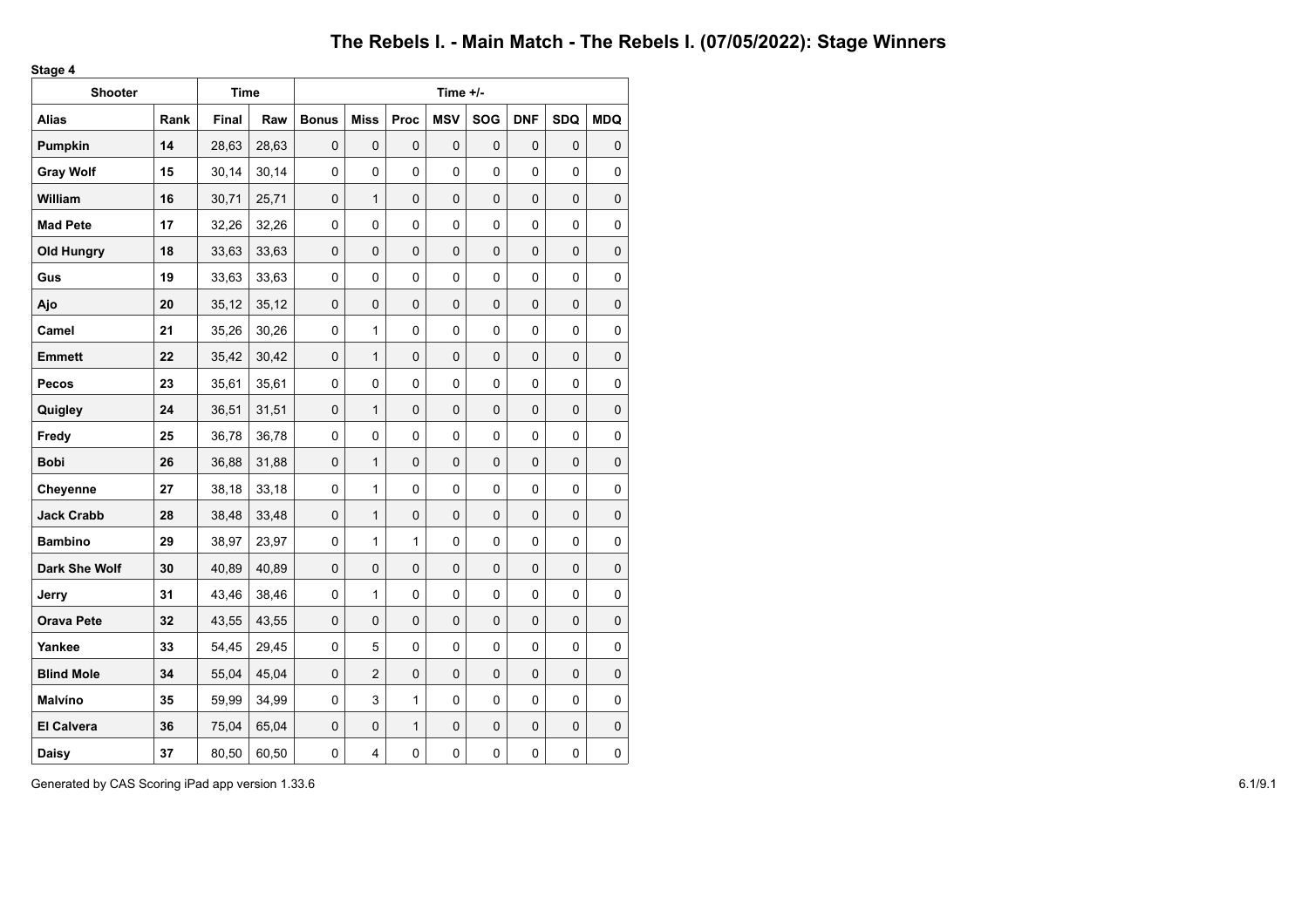# The Rebels I. - Main Match - The Rebels I. (07/05/2022): Stage Winners

**Stage 4**

| Shooter | | Time | | Time +/- | | | | | | | |
|---|---|---|---|---|---|---|---|---|---|---|---|
| **Alias** | **Rank** | **Final** | **Raw** | **Bonus** | **Miss** | **Proc** | **MSV** | **SOG** | **DNF** | **SDQ** | **MDQ** |
| **Pumpkin** | **14** | 28,63 | 28,63 | 0 | 0 | 0 | 0 | 0 | 0 | 0 | 0 |
| **Gray Wolf** | **15** | 30,14 | 30,14 | 0 | 0 | 0 | 0 | 0 | 0 | 0 | 0 |
| **William** | **16** | 30,71 | 25,71 | 0 | 1 | 0 | 0 | 0 | 0 | 0 | 0 |
| **Mad Pete** | **17** | 32,26 | 32,26 | 0 | 0 | 0 | 0 | 0 | 0 | 0 | 0 |
| **Old Hungry** | **18** | 33,63 | 33,63 | 0 | 0 | 0 | 0 | 0 | 0 | 0 | 0 |
| **Gus** | **19** | 33,63 | 33,63 | 0 | 0 | 0 | 0 | 0 | 0 | 0 | 0 |
| **Ajo** | **20** | 35,12 | 35,12 | 0 | 0 | 0 | 0 | 0 | 0 | 0 | 0 |
| **Camel** | **21** | 35,26 | 30,26 | 0 | 1 | 0 | 0 | 0 | 0 | 0 | 0 |
| **Emmett** | **22** | 35,42 | 30,42 | 0 | 1 | 0 | 0 | 0 | 0 | 0 | 0 |
| **Pecos** | **23** | 35,61 | 35,61 | 0 | 0 | 0 | 0 | 0 | 0 | 0 | 0 |
| **Quigley** | **24** | 36,51 | 31,51 | 0 | 1 | 0 | 0 | 0 | 0 | 0 | 0 |
| **Fredy** | **25** | 36,78 | 36,78 | 0 | 0 | 0 | 0 | 0 | 0 | 0 | 0 |
| **Bobi** | **26** | 36,88 | 31,88 | 0 | 1 | 0 | 0 | 0 | 0 | 0 | 0 |
| **Cheyenne** | **27** | 38,18 | 33,18 | 0 | 1 | 0 | 0 | 0 | 0 | 0 | 0 |
| **Jack Crabb** | **28** | 38,48 | 33,48 | 0 | 1 | 0 | 0 | 0 | 0 | 0 | 0 |
| **Bambino** | **29** | 38,97 | 23,97 | 0 | 1 | 1 | 0 | 0 | 0 | 0 | 0 |
| **Dark She Wolf** | **30** | 40,89 | 40,89 | 0 | 0 | 0 | 0 | 0 | 0 | 0 | 0 |
| **Jerry** | **31** | 43,46 | 38,46 | 0 | 1 | 0 | 0 | 0 | 0 | 0 | 0 |
| **Orava Pete** | **32** | 43,55 | 43,55 | 0 | 0 | 0 | 0 | 0 | 0 | 0 | 0 |
| **Yankee** | **33** | 54,45 | 29,45 | 0 | 5 | 0 | 0 | 0 | 0 | 0 | 0 |
| **Blind Mole** | **34** | 55,04 | 45,04 | 0 | 2 | 0 | 0 | 0 | 0 | 0 | 0 |
| **Malvíno** | **35** | 59,99 | 34,99 | 0 | 3 | 1 | 0 | 0 | 0 | 0 | 0 |
| **El Calvera** | **36** | 75,04 | 65,04 | 0 | 0 | 1 | 0 | 0 | 0 | 0 | 0 |
| **Daisy** | **37** | 80,50 | 60,50 | 0 | 4 | 0 | 0 | 0 | 0 | 0 | 0 |

Generated by CAS Scoring iPad app version 1.33.6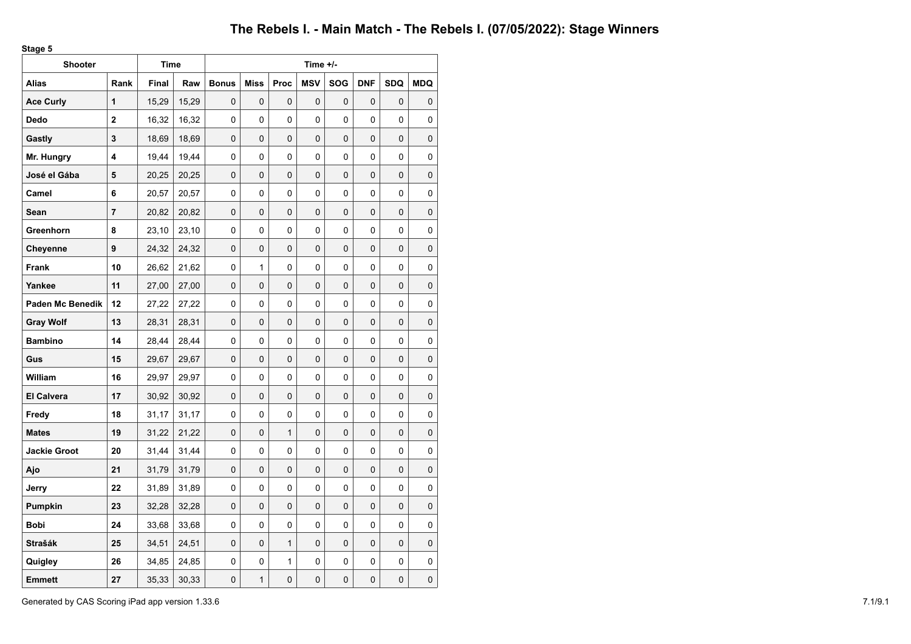# The Rebels I. - Main Match - The Rebels I. (07/05/2022): Stage Winners

**Stage 5**

| Shooter | | Time | | Time +/- | | | | | | | |
|---|---|---|---|---|---|---|---|---|---|---|---|
| **Alias** | **Rank** | **Final** | **Raw** | **Bonus** | **Miss** | **Proc** | **MSV** | **SOG** | **DNF** | **SDQ** | **MDQ** |
| **Ace Curly** | **1** | 15,29 | 15,29 | 0 | 0 | 0 | 0 | 0 | 0 | 0 | 0 |
| **Dedo** | **2** | 16,32 | 16,32 | 0 | 0 | 0 | 0 | 0 | 0 | 0 | 0 |
| **Gastly** | **3** | 18,69 | 18,69 | 0 | 0 | 0 | 0 | 0 | 0 | 0 | 0 |
| **Mr. Hungry** | **4** | 19,44 | 19,44 | 0 | 0 | 0 | 0 | 0 | 0 | 0 | 0 |
| **José el Gába** | **5** | 20,25 | 20,25 | 0 | 0 | 0 | 0 | 0 | 0 | 0 | 0 |
| **Camel** | **6** | 20,57 | 20,57 | 0 | 0 | 0 | 0 | 0 | 0 | 0 | 0 |
| **Sean** | **7** | 20,82 | 20,82 | 0 | 0 | 0 | 0 | 0 | 0 | 0 | 0 |
| **Greenhorn** | **8** | 23,10 | 23,10 | 0 | 0 | 0 | 0 | 0 | 0 | 0 | 0 |
| **Cheyenne** | **9** | 24,32 | 24,32 | 0 | 0 | 0 | 0 | 0 | 0 | 0 | 0 |
| **Frank** | **10** | 26,62 | 21,62 | 0 | 1 | 0 | 0 | 0 | 0 | 0 | 0 |
| **Yankee** | **11** | 27,00 | 27,00 | 0 | 0 | 0 | 0 | 0 | 0 | 0 | 0 |
| **Paden Mc Benedik** | **12** | 27,22 | 27,22 | 0 | 0 | 0 | 0 | 0 | 0 | 0 | 0 |
| **Gray Wolf** | **13** | 28,31 | 28,31 | 0 | 0 | 0 | 0 | 0 | 0 | 0 | 0 |
| **Bambino** | **14** | 28,44 | 28,44 | 0 | 0 | 0 | 0 | 0 | 0 | 0 | 0 |
| **Gus** | **15** | 29,67 | 29,67 | 0 | 0 | 0 | 0 | 0 | 0 | 0 | 0 |
| **William** | **16** | 29,97 | 29,97 | 0 | 0 | 0 | 0 | 0 | 0 | 0 | 0 |
| **El Calvera** | **17** | 30,92 | 30,92 | 0 | 0 | 0 | 0 | 0 | 0 | 0 | 0 |
| **Fredy** | **18** | 31,17 | 31,17 | 0 | 0 | 0 | 0 | 0 | 0 | 0 | 0 |
| **Mates** | **19** | 31,22 | 21,22 | 0 | 0 | 1 | 0 | 0 | 0 | 0 | 0 |
| **Jackie Groot** | **20** | 31,44 | 31,44 | 0 | 0 | 0 | 0 | 0 | 0 | 0 | 0 |
| **Ajo** | **21** | 31,79 | 31,79 | 0 | 0 | 0 | 0 | 0 | 0 | 0 | 0 |
| **Jerry** | **22** | 31,89 | 31,89 | 0 | 0 | 0 | 0 | 0 | 0 | 0 | 0 |
| **Pumpkin** | **23** | 32,28 | 32,28 | 0 | 0 | 0 | 0 | 0 | 0 | 0 | 0 |
| **Bobi** | **24** | 33,68 | 33,68 | 0 | 0 | 0 | 0 | 0 | 0 | 0 | 0 |
| **Strašák** | **25** | 34,51 | 24,51 | 0 | 0 | 1 | 0 | 0 | 0 | 0 | 0 |
| **Quigley** | **26** | 34,85 | 24,85 | 0 | 0 | 1 | 0 | 0 | 0 | 0 | 0 |
| **Emmett** | **27** | 35,33 | 30,33 | 0 | 1 | 0 | 0 | 0 | 0 | 0 | 0 |

Generated by CAS Scoring iPad app version 1.33.6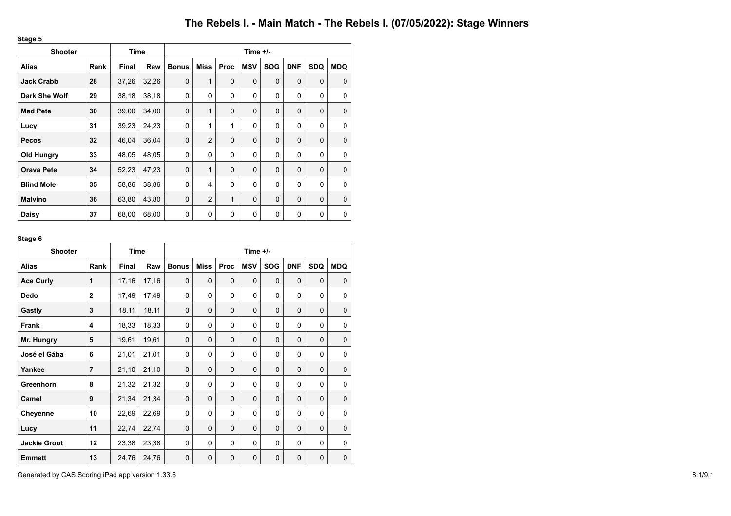# The Rebels I. - Main Match - The Rebels I. (07/05/2022): Stage Winners

**Stage 5**

| Shooter | | Time | | Time +/- | | | | | | | |
|---|---|---|---|---|---|---|---|---|---|---|---|
| **Alias** | **Rank** | **Final** | **Raw** | **Bonus** | **Miss** | **Proc** | **MSV** | **SOG** | **DNF** | **SDQ** | **MDQ** |
| **Jack Crabb** | **28** | 37,26 | 32,26 | 0 | 1 | 0 | 0 | 0 | 0 | 0 | 0 |
| **Dark She Wolf** | **29** | 38,18 | 38,18 | 0 | 0 | 0 | 0 | 0 | 0 | 0 | 0 |
| **Mad Pete** | **30** | 39,00 | 34,00 | 0 | 1 | 0 | 0 | 0 | 0 | 0 | 0 |
| **Lucy** | **31** | 39,23 | 24,23 | 0 | 1 | 1 | 0 | 0 | 0 | 0 | 0 |
| **Pecos** | **32** | 46,04 | 36,04 | 0 | 2 | 0 | 0 | 0 | 0 | 0 | 0 |
| **Old Hungry** | **33** | 48,05 | 48,05 | 0 | 0 | 0 | 0 | 0 | 0 | 0 | 0 |
| **Orava Pete** | **34** | 52,23 | 47,23 | 0 | 1 | 0 | 0 | 0 | 0 | 0 | 0 |
| **Blind Mole** | **35** | 58,86 | 38,86 | 0 | 4 | 0 | 0 | 0 | 0 | 0 | 0 |
| **Malvíno** | **36** | 63,80 | 43,80 | 0 | 2 | 1 | 0 | 0 | 0 | 0 | 0 |
| **Daisy** | **37** | 68,00 | 68,00 | 0 | 0 | 0 | 0 | 0 | 0 | 0 | 0 |

**Stage 6**

| Shooter | | Time | | Time +/- | | | | | | | |
|---|---|---|---|---|---|---|---|---|---|---|---|
| **Alias** | **Rank** | **Final** | **Raw** | **Bonus** | **Miss** | **Proc** | **MSV** | **SOG** | **DNF** | **SDQ** | **MDQ** |
| **Ace Curly** | **1** | 17,16 | 17,16 | 0 | 0 | 0 | 0 | 0 | 0 | 0 | 0 |
| **Dedo** | **2** | 17,49 | 17,49 | 0 | 0 | 0 | 0 | 0 | 0 | 0 | 0 |
| **Gastly** | **3** | 18,11 | 18,11 | 0 | 0 | 0 | 0 | 0 | 0 | 0 | 0 |
| **Frank** | **4** | 18,33 | 18,33 | 0 | 0 | 0 | 0 | 0 | 0 | 0 | 0 |
| **Mr. Hungry** | **5** | 19,61 | 19,61 | 0 | 0 | 0 | 0 | 0 | 0 | 0 | 0 |
| **José el Gába** | **6** | 21,01 | 21,01 | 0 | 0 | 0 | 0 | 0 | 0 | 0 | 0 |
| **Yankee** | **7** | 21,10 | 21,10 | 0 | 0 | 0 | 0 | 0 | 0 | 0 | 0 |
| **Greenhorn** | **8** | 21,32 | 21,32 | 0 | 0 | 0 | 0 | 0 | 0 | 0 | 0 |
| **Camel** | **9** | 21,34 | 21,34 | 0 | 0 | 0 | 0 | 0 | 0 | 0 | 0 |
| **Cheyenne** | **10** | 22,69 | 22,69 | 0 | 0 | 0 | 0 | 0 | 0 | 0 | 0 |
| **Lucy** | **11** | 22,74 | 22,74 | 0 | 0 | 0 | 0 | 0 | 0 | 0 | 0 |
| **Jackie Groot** | **12** | 23,38 | 23,38 | 0 | 0 | 0 | 0 | 0 | 0 | 0 | 0 |
| **Emmett** | **13** | 24,76 | 24,76 | 0 | 0 | 0 | 0 | 0 | 0 | 0 | 0 |

Generated by CAS Scoring iPad app version 1.33.6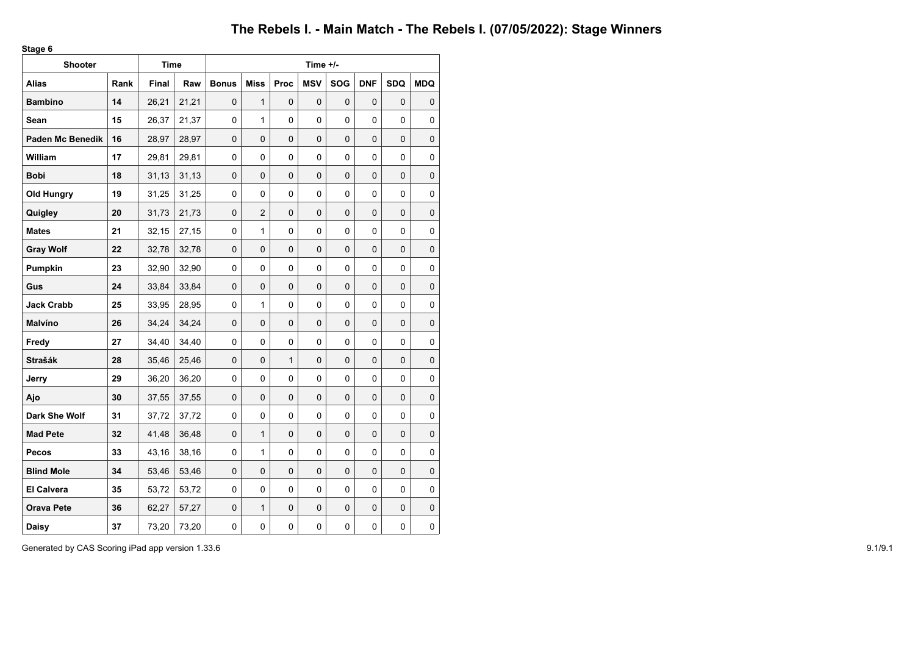# The Rebels I. - Main Match - The Rebels I. (07/05/2022): Stage Winners

**Stage 6**

| Shooter | | Time | | Time +/- | | | | | | | |
|---|---|---|---|---|---|---|---|---|---|---|---|
| **Alias** | **Rank** | **Final** | **Raw** | **Bonus** | **Miss** | **Proc** | **MSV** | **SOG** | **DNF** | **SDQ** | **MDQ** |
| **Bambino** | **14** | 26,21 | 21,21 | 0 | 1 | 0 | 0 | 0 | 0 | 0 | 0 |
| **Sean** | **15** | 26,37 | 21,37 | 0 | 1 | 0 | 0 | 0 | 0 | 0 | 0 |
| **Paden Mc Benedik** | **16** | 28,97 | 28,97 | 0 | 0 | 0 | 0 | 0 | 0 | 0 | 0 |
| **William** | **17** | 29,81 | 29,81 | 0 | 0 | 0 | 0 | 0 | 0 | 0 | 0 |
| **Bobi** | **18** | 31,13 | 31,13 | 0 | 0 | 0 | 0 | 0 | 0 | 0 | 0 |
| **Old Hungry** | **19** | 31,25 | 31,25 | 0 | 0 | 0 | 0 | 0 | 0 | 0 | 0 |
| **Quigley** | **20** | 31,73 | 21,73 | 0 | 2 | 0 | 0 | 0 | 0 | 0 | 0 |
| **Mates** | **21** | 32,15 | 27,15 | 0 | 1 | 0 | 0 | 0 | 0 | 0 | 0 |
| **Gray Wolf** | **22** | 32,78 | 32,78 | 0 | 0 | 0 | 0 | 0 | 0 | 0 | 0 |
| **Pumpkin** | **23** | 32,90 | 32,90 | 0 | 0 | 0 | 0 | 0 | 0 | 0 | 0 |
| **Gus** | **24** | 33,84 | 33,84 | 0 | 0 | 0 | 0 | 0 | 0 | 0 | 0 |
| **Jack Crabb** | **25** | 33,95 | 28,95 | 0 | 1 | 0 | 0 | 0 | 0 | 0 | 0 |
| **Malvíno** | **26** | 34,24 | 34,24 | 0 | 0 | 0 | 0 | 0 | 0 | 0 | 0 |
| **Fredy** | **27** | 34,40 | 34,40 | 0 | 0 | 0 | 0 | 0 | 0 | 0 | 0 |
| **Strašák** | **28** | 35,46 | 25,46 | 0 | 0 | 1 | 0 | 0 | 0 | 0 | 0 |
| **Jerry** | **29** | 36,20 | 36,20 | 0 | 0 | 0 | 0 | 0 | 0 | 0 | 0 |
| **Ajo** | **30** | 37,55 | 37,55 | 0 | 0 | 0 | 0 | 0 | 0 | 0 | 0 |
| **Dark She Wolf** | **31** | 37,72 | 37,72 | 0 | 0 | 0 | 0 | 0 | 0 | 0 | 0 |
| **Mad Pete** | **32** | 41,48 | 36,48 | 0 | 1 | 0 | 0 | 0 | 0 | 0 | 0 |
| **Pecos** | **33** | 43,16 | 38,16 | 0 | 1 | 0 | 0 | 0 | 0 | 0 | 0 |
| **Blind Mole** | **34** | 53,46 | 53,46 | 0 | 0 | 0 | 0 | 0 | 0 | 0 | 0 |
| **El Calvera** | **35** | 53,72 | 53,72 | 0 | 0 | 0 | 0 | 0 | 0 | 0 | 0 |
| **Orava Pete** | **36** | 62,27 | 57,27 | 0 | 1 | 0 | 0 | 0 | 0 | 0 | 0 |
| **Daisy** | **37** | 73,20 | 73,20 | 0 | 0 | 0 | 0 | 0 | 0 | 0 | 0 |

Generated by CAS Scoring iPad app version 1.33.6